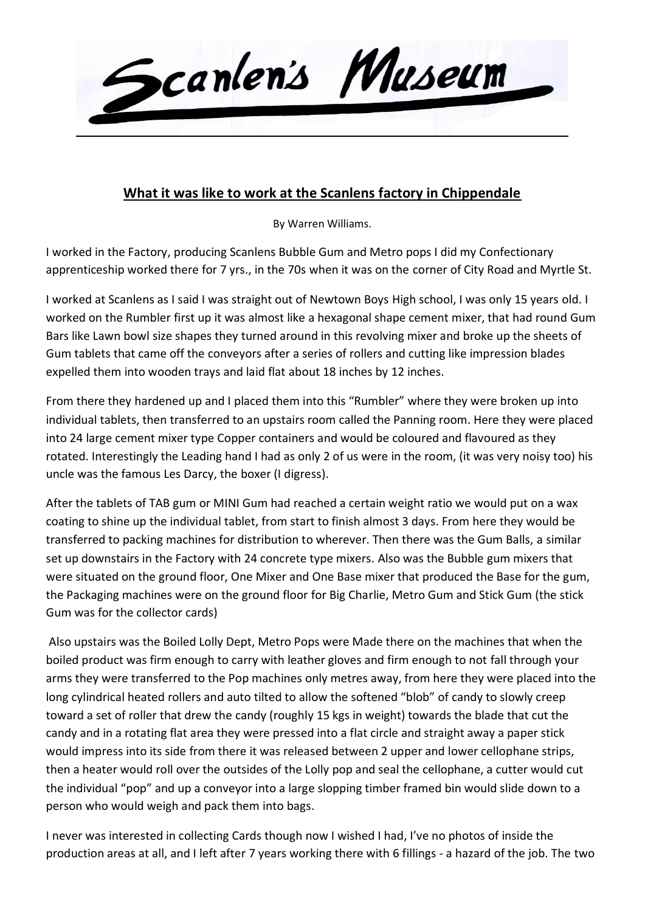# Scanlen's Museum

## What it was like to work at the Scanlens factory in Chippendale

By Warren Williams.

I worked in the Factory, producing Scanlens Bubble Gum and Metro pops I did my Confectionary apprenticeship worked there for 7 yrs., in the 70s when it was on the corner of City Road and Myrtle St.

I worked at Scanlens as I said I was straight out of Newtown Boys High school, I was only 15 years old. I worked on the Rumbler first up it was almost like a hexagonal shape cement mixer, that had round Gum Bars like Lawn bowl size shapes they turned around in this revolving mixer and broke up the sheets of Gum tablets that came off the conveyors after a series of rollers and cutting like impression blades expelled them into wooden trays and laid flat about 18 inches by 12 inches.

From there they hardened up and I placed them into this "Rumbler" where they were broken up into individual tablets, then transferred to an upstairs room called the Panning room. Here they were placed into 24 large cement mixer type Copper containers and would be coloured and flavoured as they rotated. Interestingly the Leading hand I had as only 2 of us were in the room, (it was very noisy too) his uncle was the famous Les Darcy, the boxer (I digress).

After the tablets of TAB gum or MINI Gum had reached a certain weight ratio we would put on a wax coating to shine up the individual tablet, from start to finish almost 3 days. From here they would be transferred to packing machines for distribution to wherever. Then there was the Gum Balls, a similar set up downstairs in the Factory with 24 concrete type mixers. Also was the Bubble gum mixers that were situated on the ground floor, One Mixer and One Base mixer that produced the Base for the gum, the Packaging machines were on the ground floor for Big Charlie, Metro Gum and Stick Gum (the stick Gum was for the collector cards)

Also upstairs was the Boiled Lolly Dept, Metro Pops were Made there on the machines that when the boiled product was firm enough to carry with leather gloves and firm enough to not fall through your arms they were transferred to the Pop machines only metres away, from here they were placed into the long cylindrical heated rollers and auto tilted to allow the softened "blob" of candy to slowly creep toward a set of roller that drew the candy (roughly 15 kgs in weight) towards the blade that cut the candy and in a rotating flat area they were pressed into a flat circle and straight away a paper stick would impress into its side from there it was released between 2 upper and lower cellophane strips, then a heater would roll over the outsides of the Lolly pop and seal the cellophane, a cutter would cut the individual "pop" and up a conveyor into a large slopping timber framed bin would slide down to a person who would weigh and pack them into bags.

I never was interested in collecting Cards though now I wished I had, I've no photos of inside the production areas at all, and I left after 7 years working there with 6 fillings - a hazard of the job. The two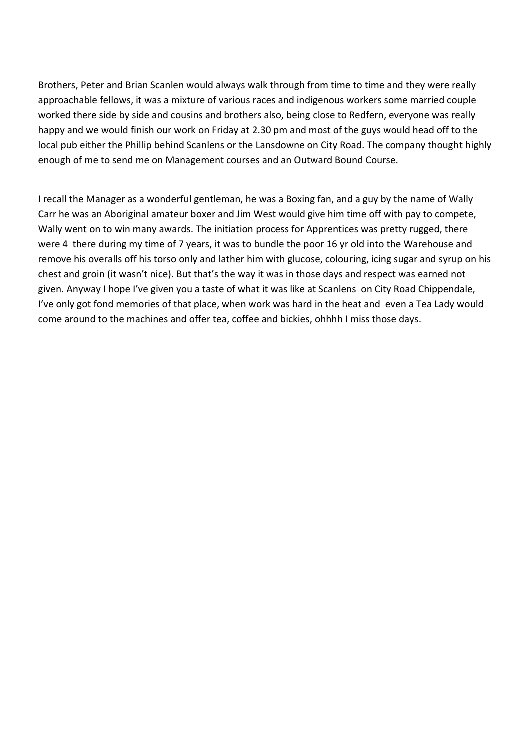Brothers, Peter and Brian Scanlen would always walk through from time to time and they were really approachable fellows, it was a mixture of various races and indigenous workers some married couple worked there side by side and cousins and brothers also, being close to Redfern, everyone was really happy and we would finish our work on Friday at 2.30 pm and most of the guys would head off to the local pub either the Phillip behind Scanlens or the Lansdowne on City Road. The company thought highly enough of me to send me on Management courses and an Outward Bound Course.

I recall the Manager as a wonderful gentleman, he was a Boxing fan, and a guy by the name of Wally Carr he was an Aboriginal amateur boxer and Jim West would give him time off with pay to compete, Wally went on to win many awards. The initiation process for Apprentices was pretty rugged, there were 4 there during my time of 7 years, it was to bundle the poor 16 yr old into the Warehouse and remove his overalls off his torso only and lather him with glucose, colouring, icing sugar and syrup on his chest and groin (it wasn't nice). But that's the way it was in those days and respect was earned not given. Anyway I hope I've given you a taste of what it was like at Scanlens on City Road Chippendale, I've only got fond memories of that place, when work was hard in the heat and even a Tea Lady would come around to the machines and offer tea, coffee and bickies, ohhhh I miss those days.